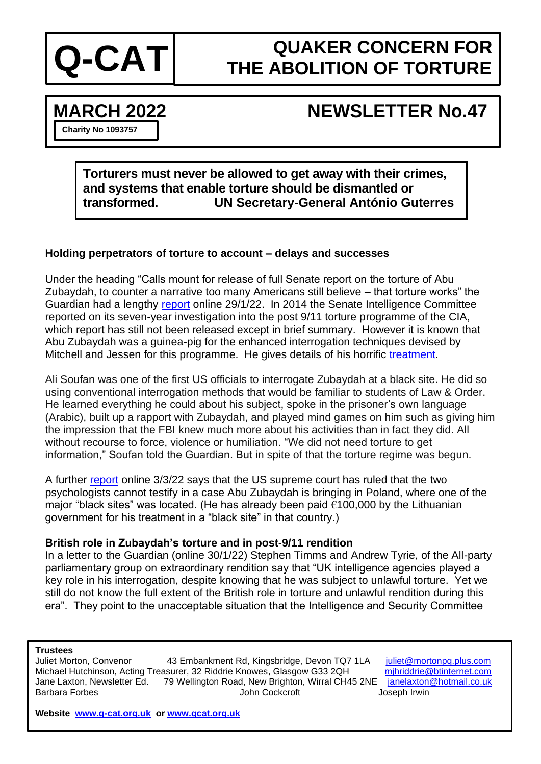# Q-CAT

# QUAKER CONCERN FOR THE ABOLITION OF TORTURE

## MARCH 2022 NEWSLETTER No.47

Charity No 1093757

> **Torturers must never be allowed to get away with their crimes, and systems that enable torture should be dismantled or transformed.** **UN Secretary-General António Guterres**

### Holding perpetrators of torture to account – delays and successes

Under the heading "Calls mount for release of full Senate report on the torture of Abu Zubaydah, to counter a narrative too many Americans still believe – that torture works" the Guardian had a lengthy report online 29/1/22. In 2014 the Senate Intelligence Committee reported on its seven-year investigation into the post 9/11 torture programme of the CIA, which report has still not been released except in brief summary. However it is known that Abu Zubaydah was a guinea-pig for the enhanced interrogation techniques devised by Mitchell and Jessen for this programme. He gives details of his horrific treatment.

Ali Soufan was one of the first US officials to interrogate Zubaydah at a black site. He did so using conventional interrogation methods that would be familiar to students of Law & Order. He learned everything he could about his subject, spoke in the prisoner's own language (Arabic), built up a rapport with Zubaydah, and played mind games on him such as giving him the impression that the FBI knew much more about his activities than in fact they did. All without recourse to force, violence or humiliation. "We did not need torture to get information," Soufan told the Guardian. But in spite of that the torture regime was begun.

A further report online 3/3/22 says that the US supreme court has ruled that the two psychologists cannot testify in a case Abu Zubaydah is bringing in Poland, where one of the major "black sites" was located. (He has already been paid €100,000 by the Lithuanian government for his treatment in a "black site" in that country.)

### British role in Zubaydah's torture and in post-9/11 rendition

In a letter to the Guardian (online 30/1/22) Stephen Timms and Andrew Tyrie, of the All-party parliamentary group on extraordinary rendition say that "UK intelligence agencies played a key role in his interrogation, despite knowing that he was subject to unlawful torture. Yet we still do not know the full extent of the British role in torture and unlawful rendition during this era". They point to the unacceptable situation that the Intelligence and Security Committee

**Trustees**

Juliet Morton, Convenor, 43 Embankment Rd, Kingsbridge, Devon TQ7 1LA, juliet@mortonpq.plus.com
Michael Hutchinson, Acting Treasurer, 32 Riddrie Knowes, Glasgow G33 2QH, mjhriddrie@btinternet.com
Jane Laxton, Newsletter Ed., 79 Wellington Road, New Brighton, Wirral CH45 2NE, janelaxton@hotmail.co.uk
Barbara Forbes, John Cockcroft, Joseph Irwin

**Website** www.q-cat.org.uk **or** www.qcat.org.uk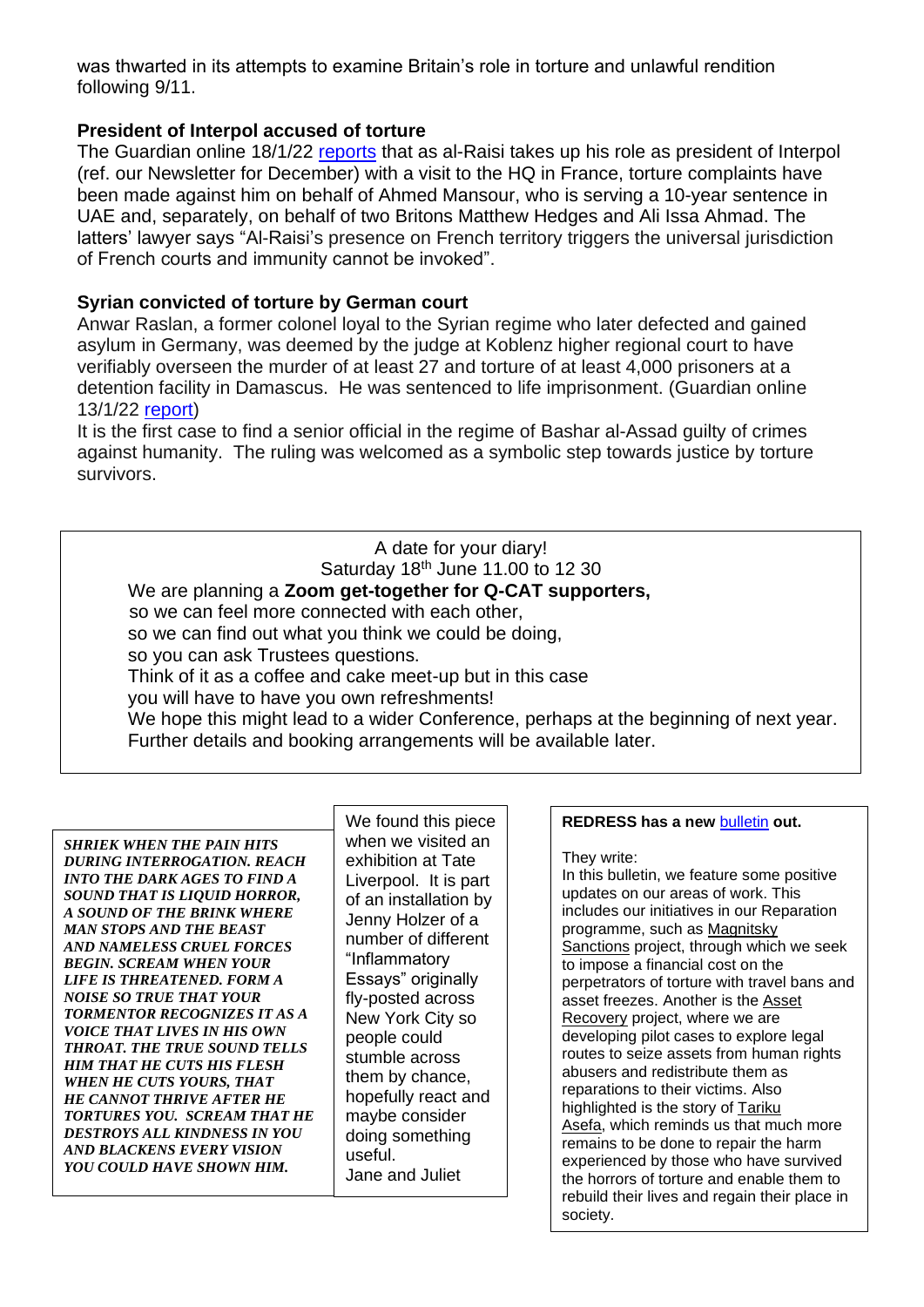was thwarted in its attempts to examine Britain's role in torture and unlawful rendition following 9/11.

### President of Interpol accused of torture

The Guardian online 18/1/22 reports that as al-Raisi takes up his role as president of Interpol (ref. our Newsletter for December) with a visit to the HQ in France, torture complaints have been made against him on behalf of Ahmed Mansour, who is serving a 10-year sentence in UAE and, separately, on behalf of two Britons Matthew Hedges and Ali Issa Ahmad. The latters' lawyer says "Al-Raisi's presence on French territory triggers the universal jurisdiction of French courts and immunity cannot be invoked".

### Syrian convicted of torture by German court

Anwar Raslan, a former colonel loyal to the Syrian regime who later defected and gained asylum in Germany, was deemed by the judge at Koblenz higher regional court to have verifiably overseen the murder of at least 27 and torture of at least 4,000 prisoners at a detention facility in Damascus. He was sentenced to life imprisonment. (Guardian online 13/1/22 report)

It is the first case to find a senior official in the regime of Bashar al-Assad guilty of crimes against humanity. The ruling was welcomed as a symbolic step towards justice by torture survivors.

---

A date for your diary!

Saturday 18th June 11.00 to 12 30

We are planning a **Zoom get-together for Q-CAT supporters,**

so we can feel more connected with each other,

so we can find out what you think we could be doing,

so you can ask Trustees questions.

Think of it as a coffee and cake meet-up but in this case

you will have to have you own refreshments!

We hope this might lead to a wider Conference, perhaps at the beginning of next year.

Further details and booking arrangements will be available later.

---

***SHRIEK WHEN THE PAIN HITS DURING INTERROGATION. REACH INTO THE DARK AGES TO FIND A SOUND THAT IS LIQUID HORROR, A SOUND OF THE BRINK WHERE MAN STOPS AND THE BEAST AND NAMELESS CRUEL FORCES BEGIN. SCREAM WHEN YOUR LIFE IS THREATENED. FORM A NOISE SO TRUE THAT YOUR TORMENTOR RECOGNIZES IT AS A VOICE THAT LIVES IN HIS OWN THROAT. THE TRUE SOUND TELLS HIM THAT HE CUTS HIS FLESH WHEN HE CUTS YOURS, THAT HE CANNOT THRIVE AFTER HE TORTURES YOU. SCREAM THAT HE DESTROYS ALL KINDNESS IN YOU AND BLACKENS EVERY VISION YOU COULD HAVE SHOWN HIM.***

We found this piece when we visited an exhibition at Tate Liverpool. It is part of an installation by Jenny Holzer of a number of different "Inflammatory Essays" originally fly-posted across New York City so people could stumble across them by chance, hopefully react and maybe consider doing something useful.

Jane and Juliet

---

**REDRESS has a new bulletin out.**

They write:

In this bulletin, we feature some positive updates on our areas of work. This includes our initiatives in our Reparation programme, such as Magnitsky Sanctions project, through which we seek to impose a financial cost on the perpetrators of torture with travel bans and asset freezes. Another is the Asset Recovery project, where we are developing pilot cases to explore legal routes to seize assets from human rights abusers and redistribute them as reparations to their victims. Also highlighted is the story of Tariku Asefa, which reminds us that much more remains to be done to repair the harm experienced by those who have survived the horrors of torture and enable them to rebuild their lives and regain their place in society.